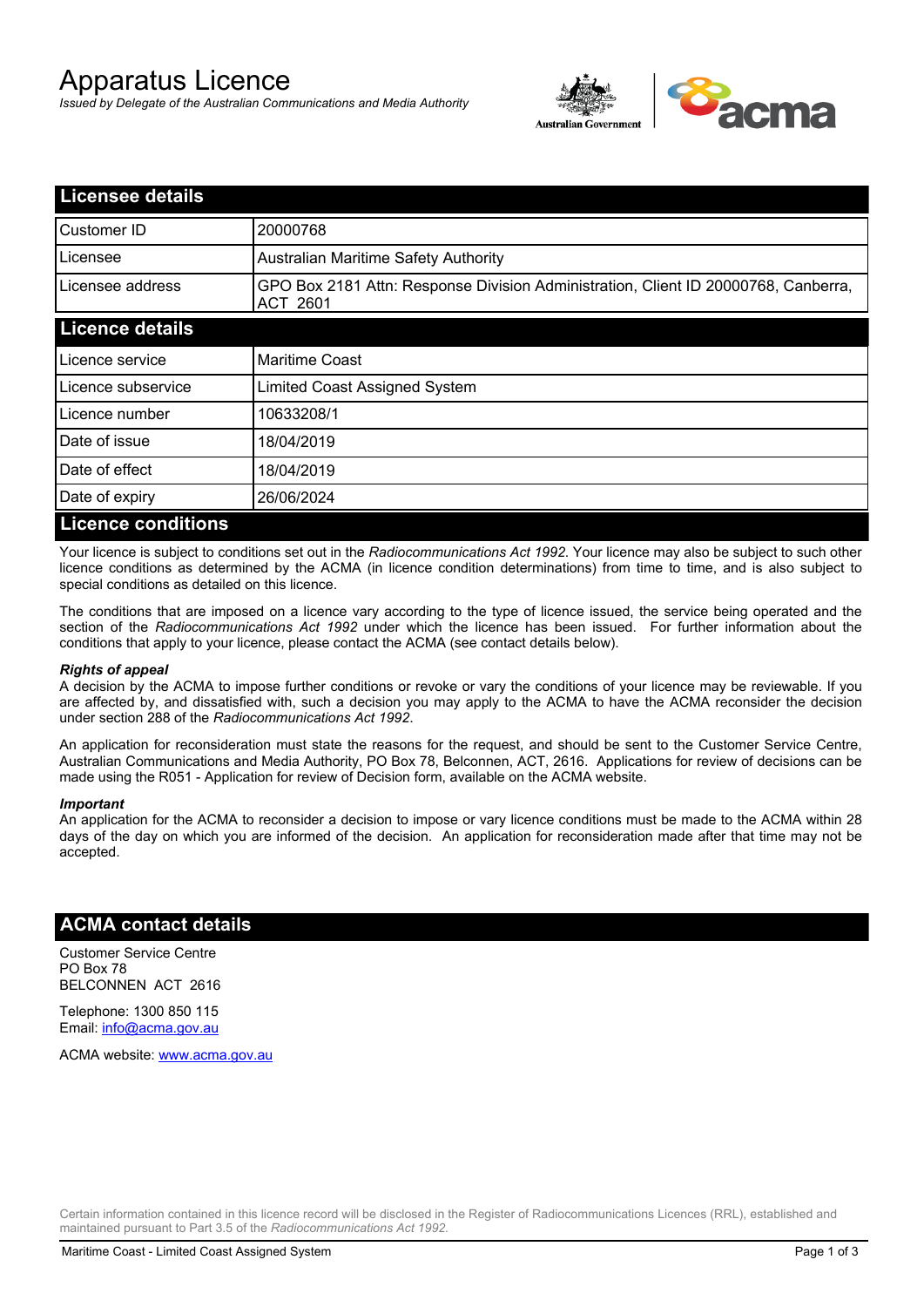# Apparatus Licence

*Issued by Delegate of the Australian Communications and Media Authority*

## Licensee details

| | |
|---|---|
| Customer ID | 20000768 |
| Licensee | Australian Maritime Safety Authority |
| Licensee address | GPO Box 2181 Attn: Response Division Administration, Client ID 20000768, Canberra, ACT 2601 |

## Licence details

| | |
|---|---|
| Licence service | Maritime Coast |
| Licence subservice | Limited Coast Assigned System |
| Licence number | 10633208/1 |
| Date of issue | 18/04/2019 |
| Date of effect | 18/04/2019 |
| Date of expiry | 26/06/2024 |

## Licence conditions

Your licence is subject to conditions set out in the *Radiocommunications Act 1992*. Your licence may also be subject to such other licence conditions as determined by the ACMA (in licence condition determinations) from time to time, and is also subject to special conditions as detailed on this licence.

The conditions that are imposed on a licence vary according to the type of licence issued, the service being operated and the section of the *Radiocommunications Act 1992* under which the licence has been issued. For further information about the conditions that apply to your licence, please contact the ACMA (see contact details below).

***Rights of appeal***

A decision by the ACMA to impose further conditions or revoke or vary the conditions of your licence may be reviewable. If you are affected by, and dissatisfied with, such a decision you may apply to the ACMA to have the ACMA reconsider the decision under section 288 of the *Radiocommunications Act 1992*.

An application for reconsideration must state the reasons for the request, and should be sent to the Customer Service Centre, Australian Communications and Media Authority, PO Box 78, Belconnen, ACT, 2616. Applications for review of decisions can be made using the R051 - Application for review of Decision form, available on the ACMA website.

***Important***

An application for the ACMA to reconsider a decision to impose or vary licence conditions must be made to the ACMA within 28 days of the day on which you are informed of the decision. An application for reconsideration made after that time may not be accepted.

## ACMA contact details

Customer Service Centre
PO Box 78
BELCONNEN ACT 2616

Telephone: 1300 850 115
Email: info@acma.gov.au

ACMA website: www.acma.gov.au

Certain information contained in this licence record will be disclosed in the Register of Radiocommunications Licences (RRL), established and maintained pursuant to Part 3.5 of the *Radiocommunications Act 1992.*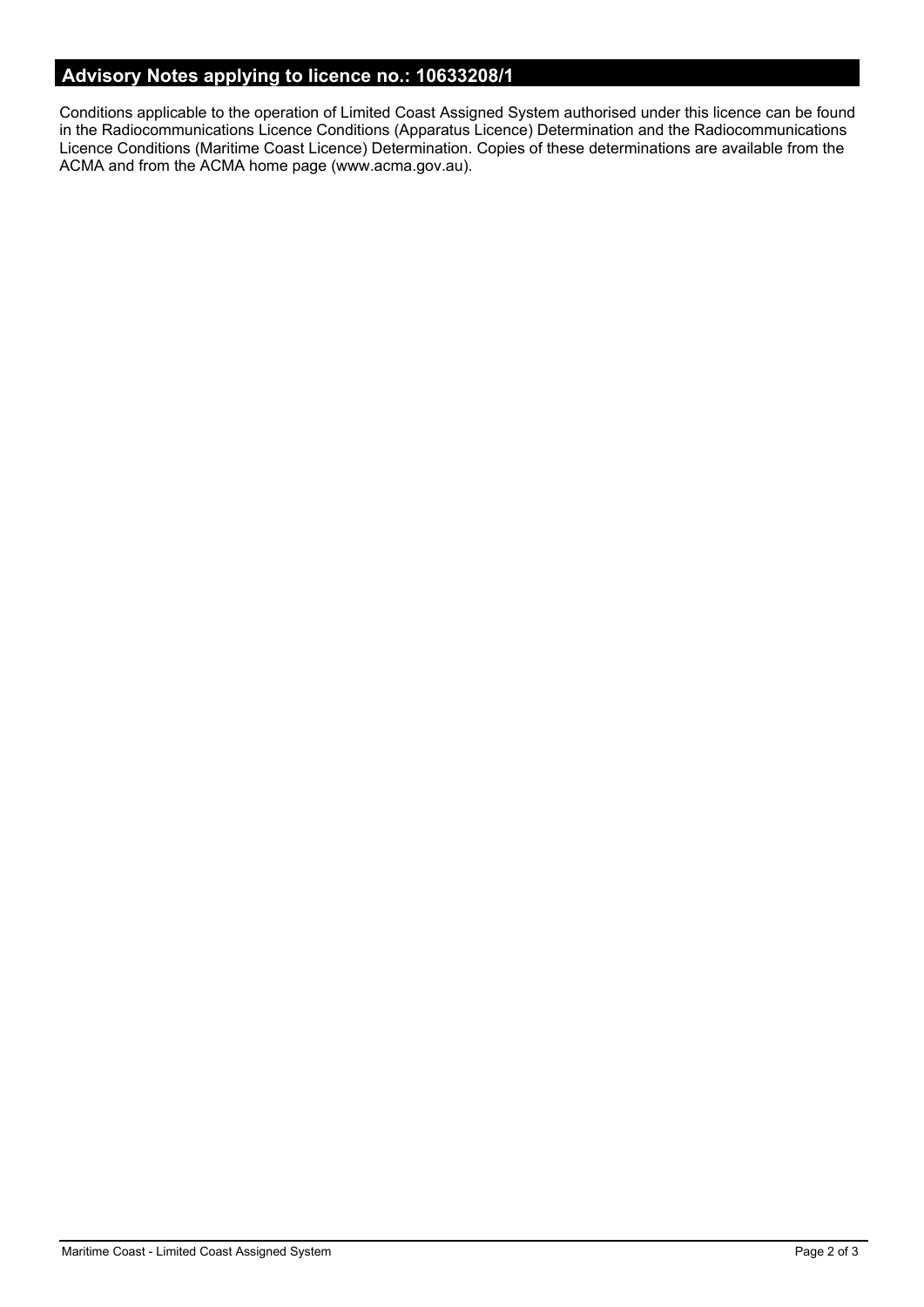## Advisory Notes applying to licence no.: 10633208/1

Conditions applicable to the operation of Limited Coast Assigned System authorised under this licence can be found in the Radiocommunications Licence Conditions (Apparatus Licence) Determination and the Radiocommunications Licence Conditions (Maritime Coast Licence) Determination. Copies of these determinations are available from the ACMA and from the ACMA home page (www.acma.gov.au).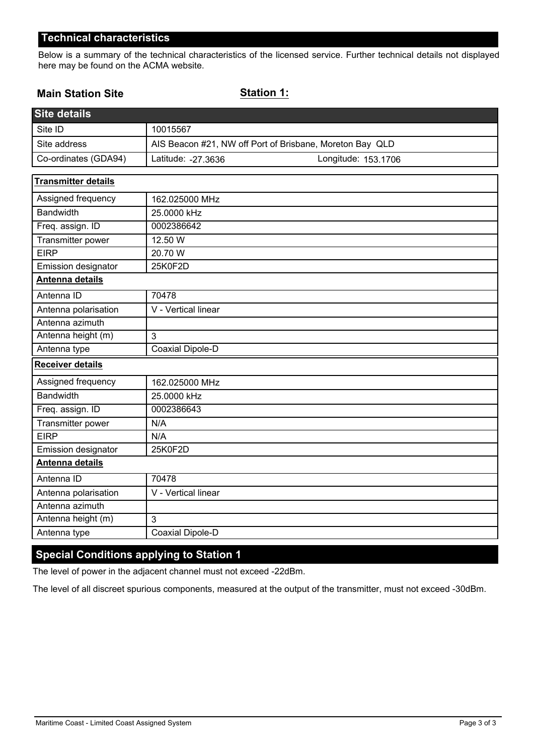## Technical characteristics

Below is a summary of the technical characteristics of the licensed service. Further technical details not displayed here may be found on the ACMA website.

**Main Station Site** **Station 1:**

| Site details | | |
|---|---|---|
| Site ID | 10015567 | |
| Site address | AIS Beacon #21, NW off Port of Brisbane, Moreton Bay QLD | |
| Co-ordinates (GDA94) | Latitude: -27.3636 | Longitude: 153.1706 |

| Transmitter details | |
|---|---|
| Assigned frequency | 162.025000 MHz |
| Bandwidth | 25.0000 kHz |
| Freq. assign. ID | 0002386642 |
| Transmitter power | 12.50 W |
| EIRP | 20.70 W |
| Emission designator | 25K0F2D |
| **Antenna details** | |
| Antenna ID | 70478 |
| Antenna polarisation | V - Vertical linear |
| Antenna azimuth | |
| Antenna height (m) | 3 |
| Antenna type | Coaxial Dipole-D |

| Receiver details | |
|---|---|
| Assigned frequency | 162.025000 MHz |
| Bandwidth | 25.0000 kHz |
| Freq. assign. ID | 0002386643 |
| Transmitter power | N/A |
| EIRP | N/A |
| Emission designator | 25K0F2D |
| **Antenna details** | |
| Antenna ID | 70478 |
| Antenna polarisation | V - Vertical linear |
| Antenna azimuth | |
| Antenna height (m) | 3 |
| Antenna type | Coaxial Dipole-D |

## Special Conditions applying to Station 1

The level of power in the adjacent channel must not exceed -22dBm.

The level of all discreet spurious components, measured at the output of the transmitter, must not exceed -30dBm.